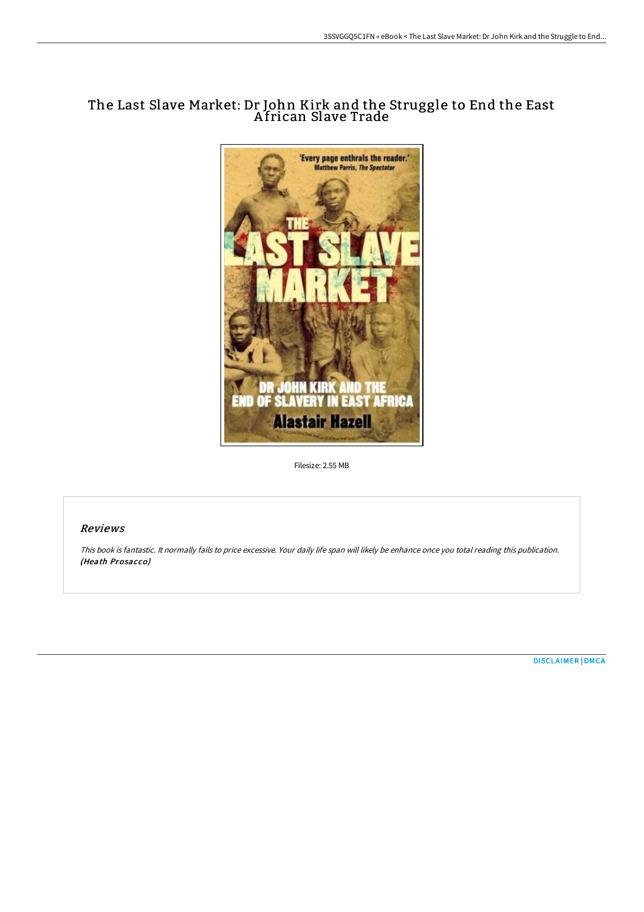# The Last Slave Market: Dr John Kirk and the Struggle to End the East African Slave Trade

Filesize: 2.55 MB

## Reviews

*This book is fantastic. It normally fails to price excessive. Your daily life span will likely be enhance once you total reading this publication.*
*(Heath Prosacco)*

DISCLAIMER | DMCA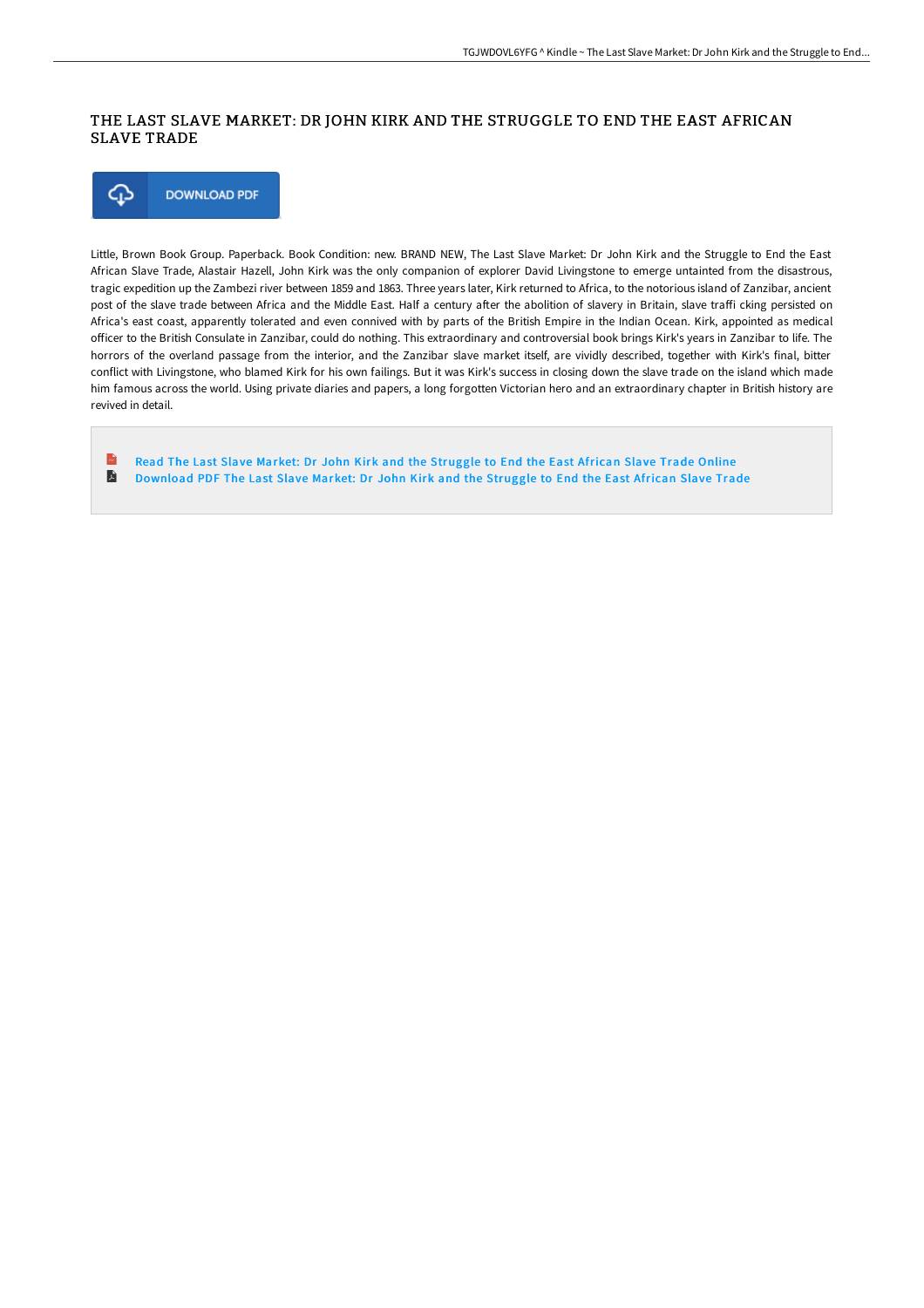# THE LAST SLAVE MARKET: DR JOHN KIRK AND THE STRUGGLE TO END THE EAST AFRICAN SLAVE TRADE

DOWNLOAD PDF

Little, Brown Book Group. Paperback. Book Condition: new. BRAND NEW, The Last Slave Market: Dr John Kirk and the Struggle to End the East African Slave Trade, Alastair Hazell, John Kirk was the only companion of explorer David Livingstone to emerge untainted from the disastrous, tragic expedition up the Zambezi river between 1859 and 1863. Three years later, Kirk returned to Africa, to the notorious island of Zanzibar, ancient post of the slave trade between Africa and the Middle East. Half a century after the abolition of slavery in Britain, slave traffi cking persisted on Africa's east coast, apparently tolerated and even connived with by parts of the British Empire in the Indian Ocean. Kirk, appointed as medical officer to the British Consulate in Zanzibar, could do nothing. This extraordinary and controversial book brings Kirk's years in Zanzibar to life. The horrors of the overland passage from the interior, and the Zanzibar slave market itself, are vividly described, together with Kirk's final, bitter conflict with Livingstone, who blamed Kirk for his own failings. But it was Kirk's success in closing down the slave trade on the island which made him famous across the world. Using private diaries and papers, a long forgotten Victorian hero and an extraordinary chapter in British history are revived in detail.

Read The Last Slave Market: Dr John Kirk and the Struggle to End the East African Slave Trade Online

Download PDF The Last Slave Market: Dr John Kirk and the Struggle to End the East African Slave Trade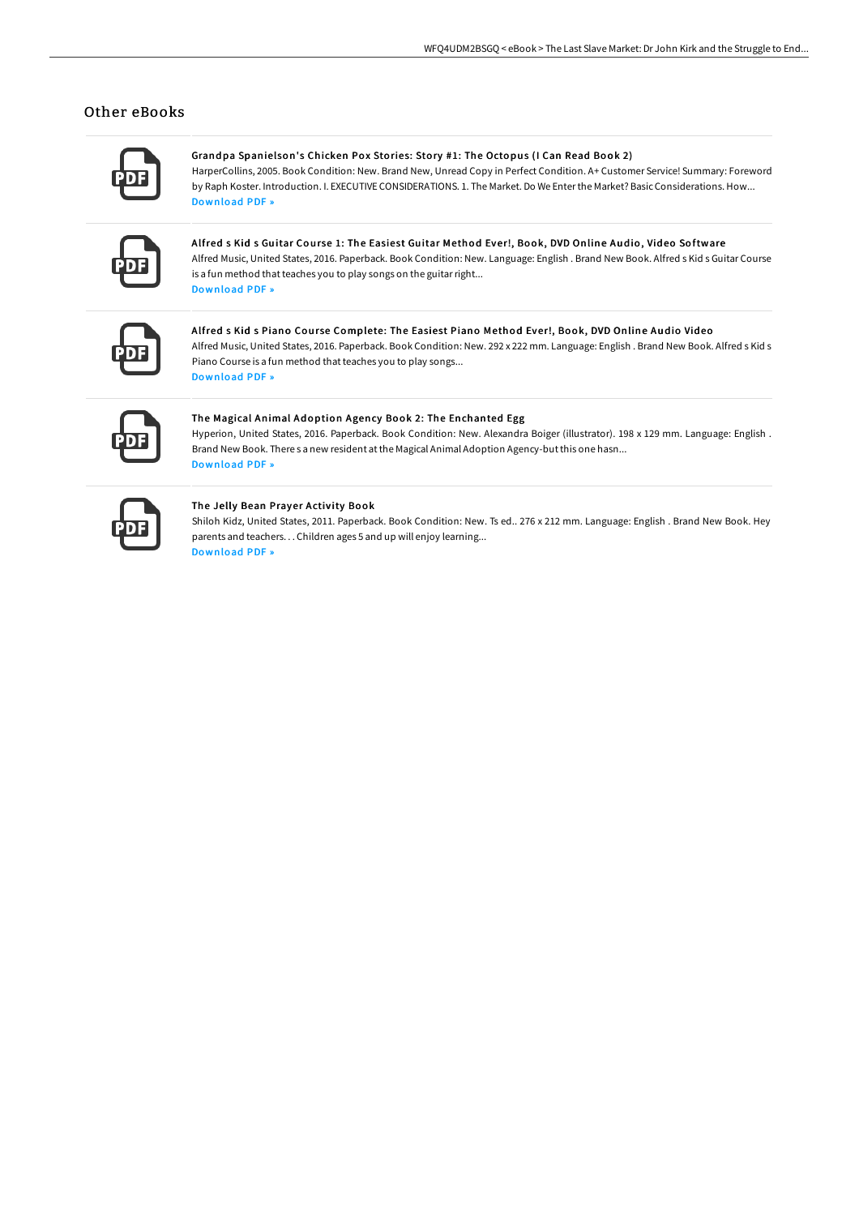## Other eBooks

### Grandpa Spanielson's Chicken Pox Stories: Story #1: The Octopus (I Can Read Book 2)

HarperCollins, 2005. Book Condition: New. Brand New, Unread Copy in Perfect Condition. A+ Customer Service! Summary: Foreword by Raph Koster. Introduction. I. EXECUTIVE CONSIDERATIONS. 1. The Market. Do We Enter the Market? Basic Considerations. How...

Download PDF »

### Alfred s Kid s Guitar Course 1: The Easiest Guitar Method Ever!, Book, DVD Online Audio, Video Software

Alfred Music, United States, 2016. Paperback. Book Condition: New. Language: English . Brand New Book. Alfred s Kid s Guitar Course is a fun method that teaches you to play songs on the guitar right...

Download PDF »

### Alfred s Kid s Piano Course Complete: The Easiest Piano Method Ever!, Book, DVD Online Audio Video

Alfred Music, United States, 2016. Paperback. Book Condition: New. 292 x 222 mm. Language: English . Brand New Book. Alfred s Kid s Piano Course is a fun method that teaches you to play songs...

Download PDF »

### The Magical Animal Adoption Agency Book 2: The Enchanted Egg

Hyperion, United States, 2016. Paperback. Book Condition: New. Alexandra Boiger (illustrator). 198 x 129 mm. Language: English . Brand New Book. There s a new resident at the Magical Animal Adoption Agency-but this one hasn...

Download PDF »

### The Jelly Bean Prayer Activity Book

Shiloh Kidz, United States, 2011. Paperback. Book Condition: New. Ts ed.. 276 x 212 mm. Language: English . Brand New Book. Hey parents and teachers. . . Children ages 5 and up will enjoy learning...

Download PDF »